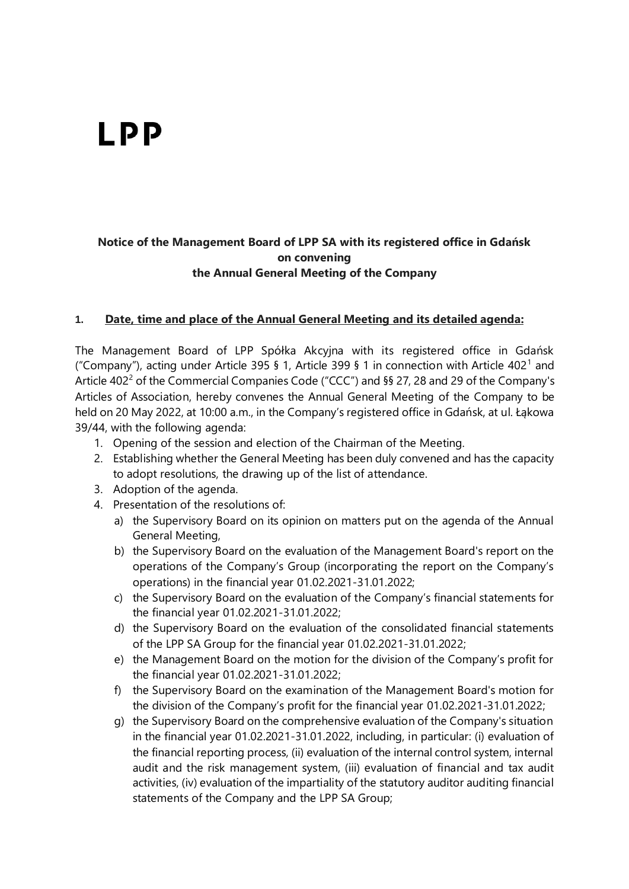# LPP

**Notice of the Management Board of LPP SA with its registered office in Gdańsk on convening the Annual General Meeting of the Company**

## 1. Date, time and place of the Annual General Meeting and its detailed agenda:

The Management Board of LPP Spółka Akcyjna with its registered office in Gdańsk ("Company"), acting under Article 395 § 1, Article 399 § 1 in connection with Article 402[1] and Article 402[2] of the Commercial Companies Code ("CCC") and §§ 27, 28 and 29 of the Company's Articles of Association, hereby convenes the Annual General Meeting of the Company to be held on 20 May 2022, at 10:00 a.m., in the Company's registered office in Gdańsk, at ul. Łąkowa 39/44, with the following agenda:

1. Opening of the session and election of the Chairman of the Meeting.
2. Establishing whether the General Meeting has been duly convened and has the capacity to adopt resolutions, the drawing up of the list of attendance.
3. Adoption of the agenda.
4. Presentation of the resolutions of:
   a) the Supervisory Board on its opinion on matters put on the agenda of the Annual General Meeting,
   b) the Supervisory Board on the evaluation of the Management Board's report on the operations of the Company's Group (incorporating the report on the Company's operations) in the financial year 01.02.2021-31.01.2022;
   c) the Supervisory Board on the evaluation of the Company's financial statements for the financial year 01.02.2021-31.01.2022;
   d) the Supervisory Board on the evaluation of the consolidated financial statements of the LPP SA Group for the financial year 01.02.2021-31.01.2022;
   e) the Management Board on the motion for the division of the Company's profit for the financial year 01.02.2021-31.01.2022;
   f) the Supervisory Board on the examination of the Management Board's motion for the division of the Company's profit for the financial year 01.02.2021-31.01.2022;
   g) the Supervisory Board on the comprehensive evaluation of the Company's situation in the financial year 01.02.2021-31.01.2022, including, in particular: (i) evaluation of the financial reporting process, (ii) evaluation of the internal control system, internal audit and the risk management system, (iii) evaluation of financial and tax audit activities, (iv) evaluation of the impartiality of the statutory auditor auditing financial statements of the Company and the LPP SA Group;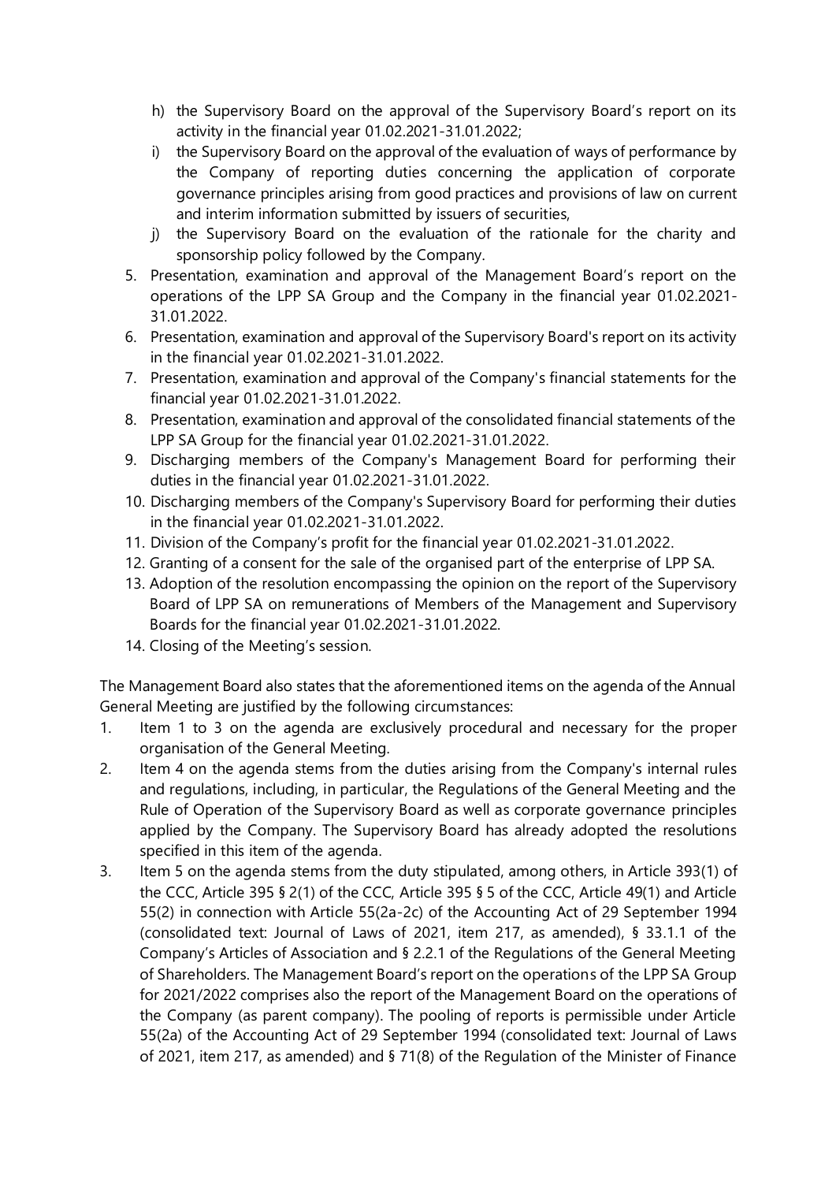h) the Supervisory Board on the approval of the Supervisory Board's report on its activity in the financial year 01.02.2021-31.01.2022;
   i) the Supervisory Board on the approval of the evaluation of ways of performance by the Company of reporting duties concerning the application of corporate governance principles arising from good practices and provisions of law on current and interim information submitted by issuers of securities,
   j) the Supervisory Board on the evaluation of the rationale for the charity and sponsorship policy followed by the Company.
5. Presentation, examination and approval of the Management Board's report on the operations of the LPP SA Group and the Company in the financial year 01.02.2021-31.01.2022.
6. Presentation, examination and approval of the Supervisory Board's report on its activity in the financial year 01.02.2021-31.01.2022.
7. Presentation, examination and approval of the Company's financial statements for the financial year 01.02.2021-31.01.2022.
8. Presentation, examination and approval of the consolidated financial statements of the LPP SA Group for the financial year 01.02.2021-31.01.2022.
9. Discharging members of the Company's Management Board for performing their duties in the financial year 01.02.2021-31.01.2022.
10. Discharging members of the Company's Supervisory Board for performing their duties in the financial year 01.02.2021-31.01.2022.
11. Division of the Company's profit for the financial year 01.02.2021-31.01.2022.
12. Granting of a consent for the sale of the organised part of the enterprise of LPP SA.
13. Adoption of the resolution encompassing the opinion on the report of the Supervisory Board of LPP SA on remunerations of Members of the Management and Supervisory Boards for the financial year 01.02.2021-31.01.2022.
14. Closing of the Meeting's session.

The Management Board also states that the aforementioned items on the agenda of the Annual General Meeting are justified by the following circumstances:

1. Item 1 to 3 on the agenda are exclusively procedural and necessary for the proper organisation of the General Meeting.
2. Item 4 on the agenda stems from the duties arising from the Company's internal rules and regulations, including, in particular, the Regulations of the General Meeting and the Rule of Operation of the Supervisory Board as well as corporate governance principles applied by the Company. The Supervisory Board has already adopted the resolutions specified in this item of the agenda.
3. Item 5 on the agenda stems from the duty stipulated, among others, in Article 393(1) of the CCC, Article 395 § 2(1) of the CCC, Article 395 § 5 of the CCC, Article 49(1) and Article 55(2) in connection with Article 55(2a-2c) of the Accounting Act of 29 September 1994 (consolidated text: Journal of Laws of 2021, item 217, as amended), § 33.1.1 of the Company's Articles of Association and § 2.2.1 of the Regulations of the General Meeting of Shareholders. The Management Board's report on the operations of the LPP SA Group for 2021/2022 comprises also the report of the Management Board on the operations of the Company (as parent company). The pooling of reports is permissible under Article 55(2a) of the Accounting Act of 29 September 1994 (consolidated text: Journal of Laws of 2021, item 217, as amended) and § 71(8) of the Regulation of the Minister of Finance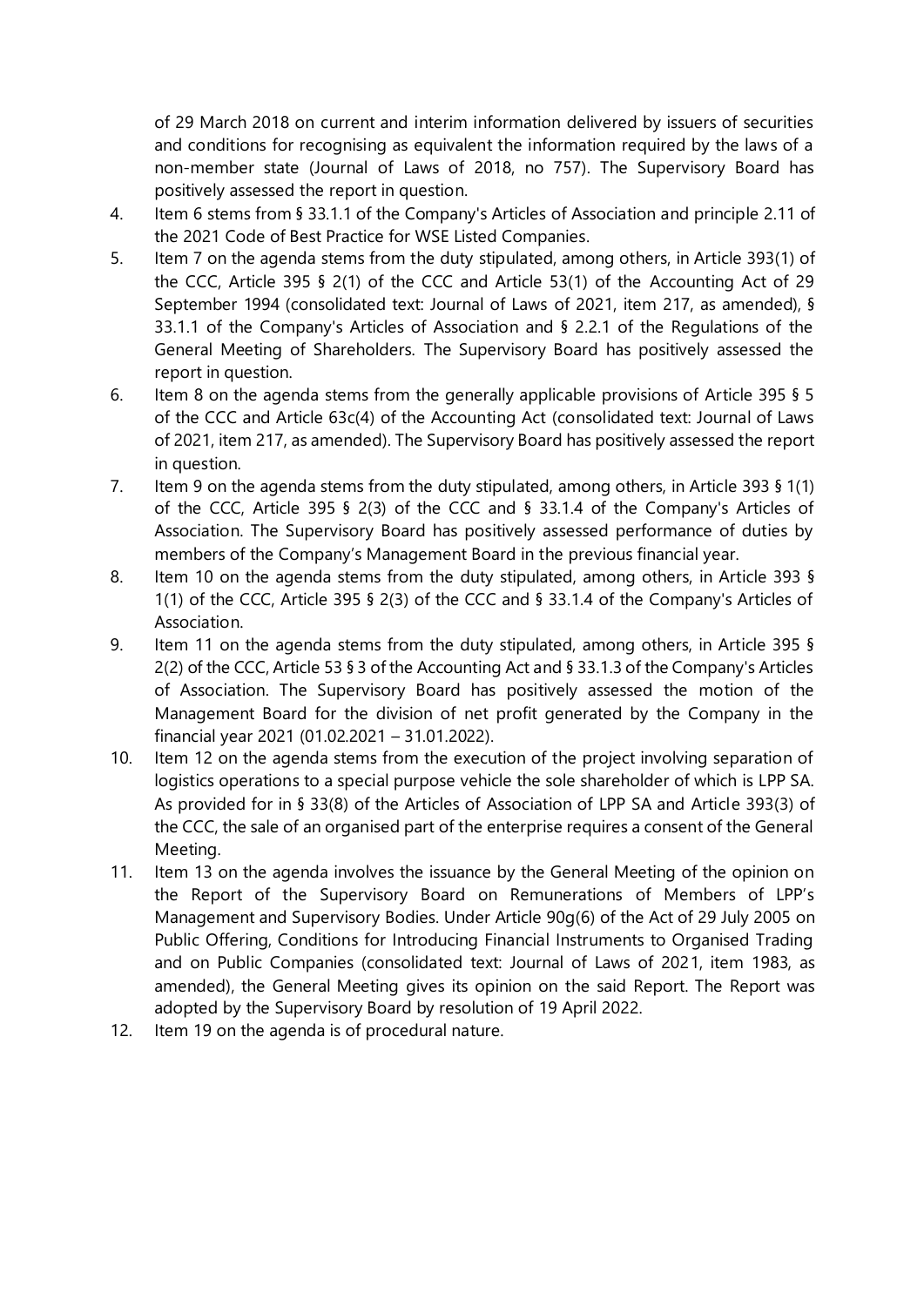of 29 March 2018 on current and interim information delivered by issuers of securities and conditions for recognising as equivalent the information required by the laws of a non-member state (Journal of Laws of 2018, no 757). The Supervisory Board has positively assessed the report in question.

4. Item 6 stems from § 33.1.1 of the Company's Articles of Association and principle 2.11 of the 2021 Code of Best Practice for WSE Listed Companies.
5. Item 7 on the agenda stems from the duty stipulated, among others, in Article 393(1) of the CCC, Article 395 § 2(1) of the CCC and Article 53(1) of the Accounting Act of 29 September 1994 (consolidated text: Journal of Laws of 2021, item 217, as amended), § 33.1.1 of the Company's Articles of Association and § 2.2.1 of the Regulations of the General Meeting of Shareholders. The Supervisory Board has positively assessed the report in question.
6. Item 8 on the agenda stems from the generally applicable provisions of Article 395 § 5 of the CCC and Article 63c(4) of the Accounting Act (consolidated text: Journal of Laws of 2021, item 217, as amended). The Supervisory Board has positively assessed the report in question.
7. Item 9 on the agenda stems from the duty stipulated, among others, in Article 393 § 1(1) of the CCC, Article 395 § 2(3) of the CCC and § 33.1.4 of the Company's Articles of Association. The Supervisory Board has positively assessed performance of duties by members of the Company's Management Board in the previous financial year.
8. Item 10 on the agenda stems from the duty stipulated, among others, in Article 393 § 1(1) of the CCC, Article 395 § 2(3) of the CCC and § 33.1.4 of the Company's Articles of Association.
9. Item 11 on the agenda stems from the duty stipulated, among others, in Article 395 § 2(2) of the CCC, Article 53 § 3 of the Accounting Act and § 33.1.3 of the Company's Articles of Association. The Supervisory Board has positively assessed the motion of the Management Board for the division of net profit generated by the Company in the financial year 2021 (01.02.2021 – 31.01.2022).
10. Item 12 on the agenda stems from the execution of the project involving separation of logistics operations to a special purpose vehicle the sole shareholder of which is LPP SA. As provided for in § 33(8) of the Articles of Association of LPP SA and Article 393(3) of the CCC, the sale of an organised part of the enterprise requires a consent of the General Meeting.
11. Item 13 on the agenda involves the issuance by the General Meeting of the opinion on the Report of the Supervisory Board on Remunerations of Members of LPP's Management and Supervisory Bodies. Under Article 90g(6) of the Act of 29 July 2005 on Public Offering, Conditions for Introducing Financial Instruments to Organised Trading and on Public Companies (consolidated text: Journal of Laws of 2021, item 1983, as amended), the General Meeting gives its opinion on the said Report. The Report was adopted by the Supervisory Board by resolution of 19 April 2022.
12. Item 19 on the agenda is of procedural nature.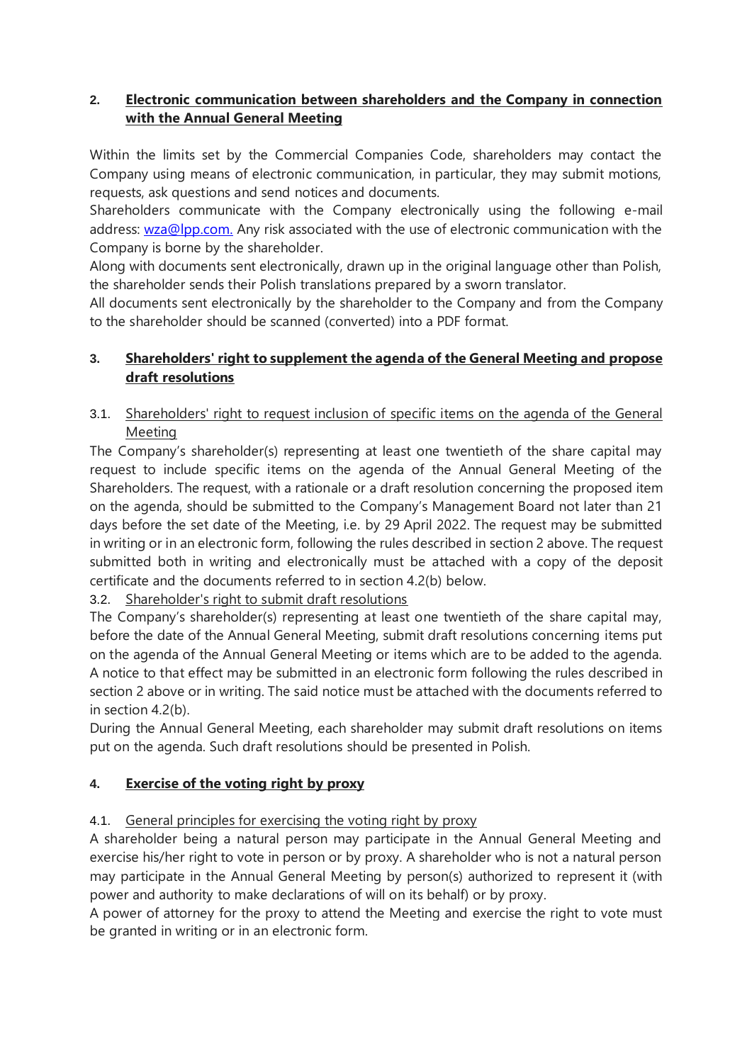## 2. Electronic communication between shareholders and the Company in connection with the Annual General Meeting

Within the limits set by the Commercial Companies Code, shareholders may contact the Company using means of electronic communication, in particular, they may submit motions, requests, ask questions and send notices and documents.

Shareholders communicate with the Company electronically using the following e-mail address: [wza@lpp.com.](mailto:wza@lpp.com) Any risk associated with the use of electronic communication with the Company is borne by the shareholder.

Along with documents sent electronically, drawn up in the original language other than Polish, the shareholder sends their Polish translations prepared by a sworn translator.

All documents sent electronically by the shareholder to the Company and from the Company to the shareholder should be scanned (converted) into a PDF format.

## 3. Shareholders' right to supplement the agenda of the General Meeting and propose draft resolutions

### 3.1. Shareholders' right to request inclusion of specific items on the agenda of the General Meeting

The Company's shareholder(s) representing at least one twentieth of the share capital may request to include specific items on the agenda of the Annual General Meeting of the Shareholders. The request, with a rationale or a draft resolution concerning the proposed item on the agenda, should be submitted to the Company's Management Board not later than 21 days before the set date of the Meeting, i.e. by 29 April 2022. The request may be submitted in writing or in an electronic form, following the rules described in section 2 above. The request submitted both in writing and electronically must be attached with a copy of the deposit certificate and the documents referred to in section 4.2(b) below.

### 3.2. Shareholder's right to submit draft resolutions

The Company's shareholder(s) representing at least one twentieth of the share capital may, before the date of the Annual General Meeting, submit draft resolutions concerning items put on the agenda of the Annual General Meeting or items which are to be added to the agenda. A notice to that effect may be submitted in an electronic form following the rules described in section 2 above or in writing. The said notice must be attached with the documents referred to in section 4.2(b).

During the Annual General Meeting, each shareholder may submit draft resolutions on items put on the agenda. Such draft resolutions should be presented in Polish.

## 4. Exercise of the voting right by proxy

### 4.1. General principles for exercising the voting right by proxy

A shareholder being a natural person may participate in the Annual General Meeting and exercise his/her right to vote in person or by proxy. A shareholder who is not a natural person may participate in the Annual General Meeting by person(s) authorized to represent it (with power and authority to make declarations of will on its behalf) or by proxy.

A power of attorney for the proxy to attend the Meeting and exercise the right to vote must be granted in writing or in an electronic form.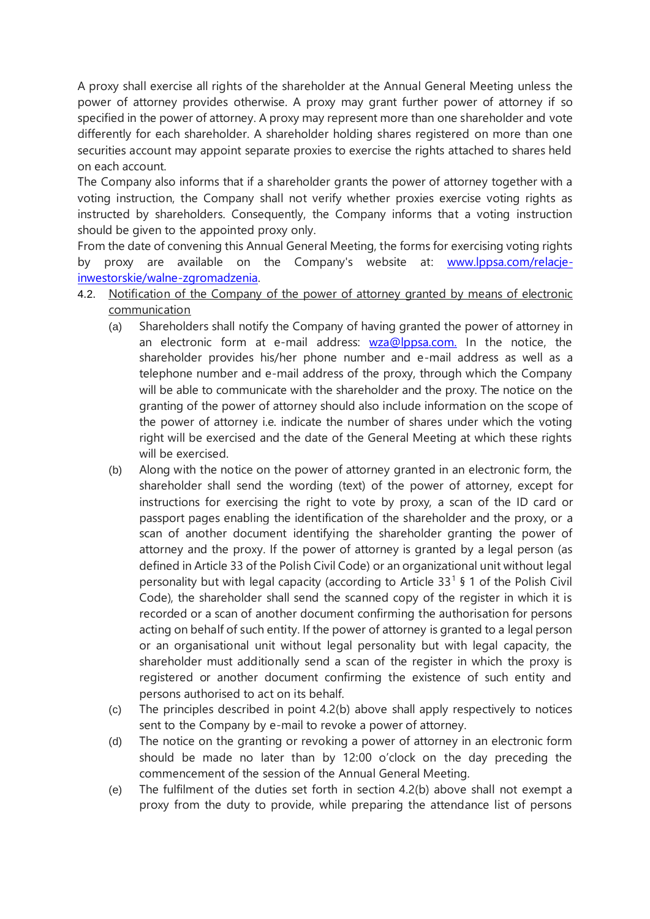A proxy shall exercise all rights of the shareholder at the Annual General Meeting unless the power of attorney provides otherwise. A proxy may grant further power of attorney if so specified in the power of attorney. A proxy may represent more than one shareholder and vote differently for each shareholder. A shareholder holding shares registered on more than one securities account may appoint separate proxies to exercise the rights attached to shares held on each account.

The Company also informs that if a shareholder grants the power of attorney together with a voting instruction, the Company shall not verify whether proxies exercise voting rights as instructed by shareholders. Consequently, the Company informs that a voting instruction should be given to the appointed proxy only.

From the date of convening this Annual General Meeting, the forms for exercising voting rights by proxy are available on the Company's website at: www.lppsa.com/relacje-inwestorskie/walne-zgromadzenia.

4.2. Notification of the Company of the power of attorney granted by means of electronic communication

(a) Shareholders shall notify the Company of having granted the power of attorney in an electronic form at e-mail address: wza@lppsa.com. In the notice, the shareholder provides his/her phone number and e-mail address as well as a telephone number and e-mail address of the proxy, through which the Company will be able to communicate with the shareholder and the proxy. The notice on the granting of the power of attorney should also include information on the scope of the power of attorney i.e. indicate the number of shares under which the voting right will be exercised and the date of the General Meeting at which these rights will be exercised.

(b) Along with the notice on the power of attorney granted in an electronic form, the shareholder shall send the wording (text) of the power of attorney, except for instructions for exercising the right to vote by proxy, a scan of the ID card or passport pages enabling the identification of the shareholder and the proxy, or a scan of another document identifying the shareholder granting the power of attorney and the proxy. If the power of attorney is granted by a legal person (as defined in Article 33 of the Polish Civil Code) or an organizational unit without legal personality but with legal capacity (according to Article 33[1] § 1 of the Polish Civil Code), the shareholder shall send the scanned copy of the register in which it is recorded or a scan of another document confirming the authorisation for persons acting on behalf of such entity. If the power of attorney is granted to a legal person or an organisational unit without legal personality but with legal capacity, the shareholder must additionally send a scan of the register in which the proxy is registered or another document confirming the existence of such entity and persons authorised to act on its behalf.

(c) The principles described in point 4.2(b) above shall apply respectively to notices sent to the Company by e-mail to revoke a power of attorney.

(d) The notice on the granting or revoking a power of attorney in an electronic form should be made no later than by 12:00 o'clock on the day preceding the commencement of the session of the Annual General Meeting.

(e) The fulfilment of the duties set forth in section 4.2(b) above shall not exempt a proxy from the duty to provide, while preparing the attendance list of persons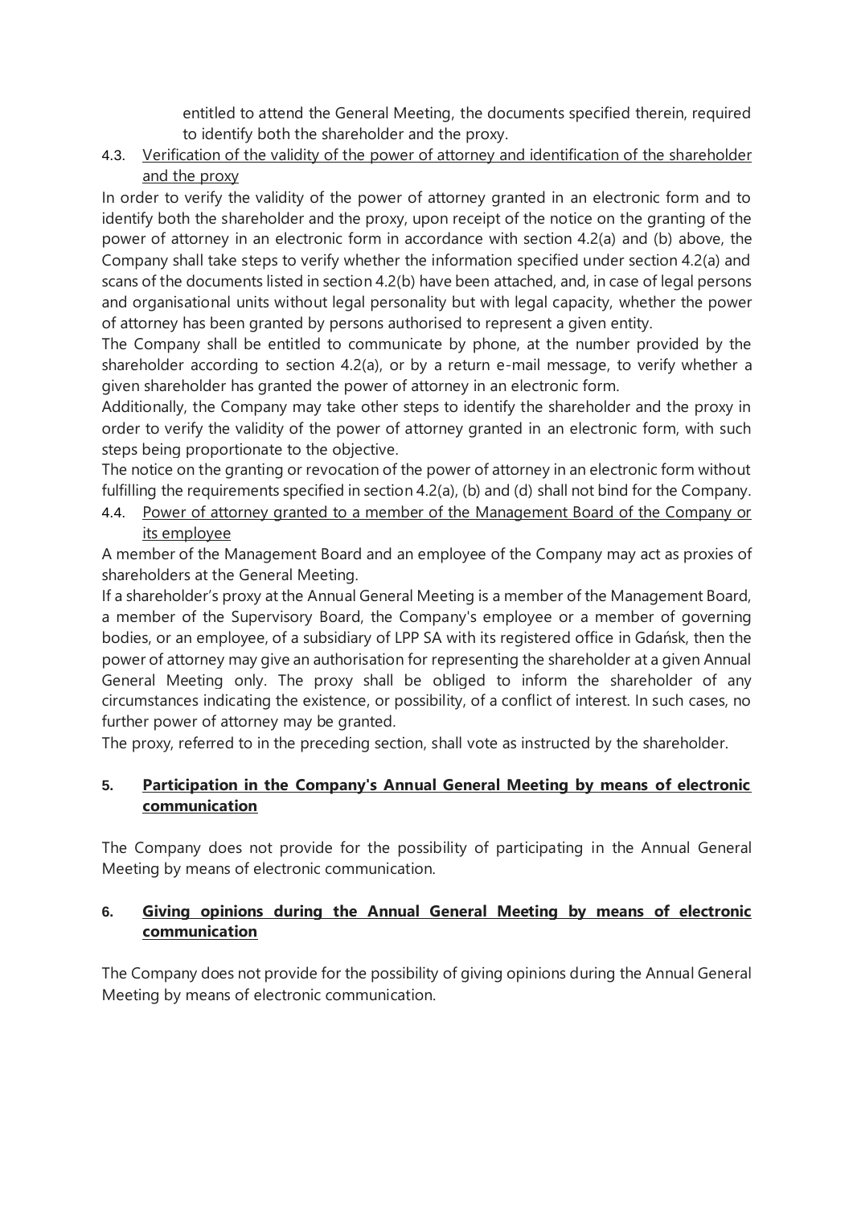entitled to attend the General Meeting, the documents specified therein, required to identify both the shareholder and the proxy.

### 4.3. Verification of the validity of the power of attorney and identification of the shareholder and the proxy

In order to verify the validity of the power of attorney granted in an electronic form and to identify both the shareholder and the proxy, upon receipt of the notice on the granting of the power of attorney in an electronic form in accordance with section 4.2(a) and (b) above, the Company shall take steps to verify whether the information specified under section 4.2(a) and scans of the documents listed in section 4.2(b) have been attached, and, in case of legal persons and organisational units without legal personality but with legal capacity, whether the power of attorney has been granted by persons authorised to represent a given entity.

The Company shall be entitled to communicate by phone, at the number provided by the shareholder according to section 4.2(a), or by a return e-mail message, to verify whether a given shareholder has granted the power of attorney in an electronic form.

Additionally, the Company may take other steps to identify the shareholder and the proxy in order to verify the validity of the power of attorney granted in an electronic form, with such steps being proportionate to the objective.

The notice on the granting or revocation of the power of attorney in an electronic form without fulfilling the requirements specified in section 4.2(a), (b) and (d) shall not bind for the Company.

### 4.4. Power of attorney granted to a member of the Management Board of the Company or its employee

A member of the Management Board and an employee of the Company may act as proxies of shareholders at the General Meeting.

If a shareholder's proxy at the Annual General Meeting is a member of the Management Board, a member of the Supervisory Board, the Company's employee or a member of governing bodies, or an employee, of a subsidiary of LPP SA with its registered office in Gdańsk, then the power of attorney may give an authorisation for representing the shareholder at a given Annual General Meeting only. The proxy shall be obliged to inform the shareholder of any circumstances indicating the existence, or possibility, of a conflict of interest. In such cases, no further power of attorney may be granted.

The proxy, referred to in the preceding section, shall vote as instructed by the shareholder.

## 5. Participation in the Company's Annual General Meeting by means of electronic communication

The Company does not provide for the possibility of participating in the Annual General Meeting by means of electronic communication.

## 6. Giving opinions during the Annual General Meeting by means of electronic communication

The Company does not provide for the possibility of giving opinions during the Annual General Meeting by means of electronic communication.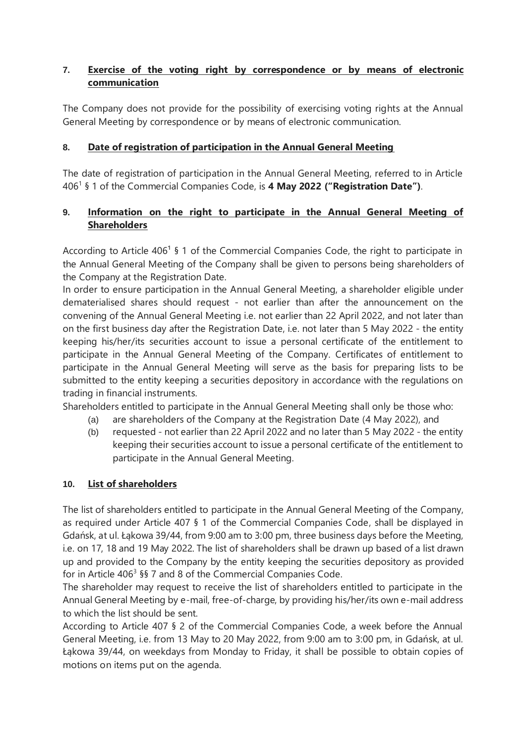## 7. Exercise of the voting right by correspondence or by means of electronic communication

The Company does not provide for the possibility of exercising voting rights at the Annual General Meeting by correspondence or by means of electronic communication.

## 8. Date of registration of participation in the Annual General Meeting

The date of registration of participation in the Annual General Meeting, referred to in Article $406^1$ § 1 of the Commercial Companies Code, is **4 May 2022 ("Registration Date")**.

## 9. Information on the right to participate in the Annual General Meeting of Shareholders

According to Article $406^1$ § 1 of the Commercial Companies Code, the right to participate in the Annual General Meeting of the Company shall be given to persons being shareholders of the Company at the Registration Date.

In order to ensure participation in the Annual General Meeting, a shareholder eligible under dematerialised shares should request - not earlier than after the announcement on the convening of the Annual General Meeting i.e. not earlier than 22 April 2022, and not later than on the first business day after the Registration Date, i.e. not later than 5 May 2022 - the entity keeping his/her/its securities account to issue a personal certificate of the entitlement to participate in the Annual General Meeting of the Company. Certificates of entitlement to participate in the Annual General Meeting will serve as the basis for preparing lists to be submitted to the entity keeping a securities depository in accordance with the regulations on trading in financial instruments.

Shareholders entitled to participate in the Annual General Meeting shall only be those who:

(a) are shareholders of the Company at the Registration Date (4 May 2022), and

(b) requested - not earlier than 22 April 2022 and no later than 5 May 2022 - the entity keeping their securities account to issue a personal certificate of the entitlement to participate in the Annual General Meeting.

## 10. List of shareholders

The list of shareholders entitled to participate in the Annual General Meeting of the Company, as required under Article 407 § 1 of the Commercial Companies Code, shall be displayed in Gdańsk, at ul. Łąkowa 39/44, from 9:00 am to 3:00 pm, three business days before the Meeting, i.e. on 17, 18 and 19 May 2022. The list of shareholders shall be drawn up based of a list drawn up and provided to the Company by the entity keeping the securities depository as provided for in Article $406^3$ §§ 7 and 8 of the Commercial Companies Code.

The shareholder may request to receive the list of shareholders entitled to participate in the Annual General Meeting by e-mail, free-of-charge, by providing his/her/its own e-mail address to which the list should be sent.

According to Article 407 § 2 of the Commercial Companies Code, a week before the Annual General Meeting, i.e. from 13 May to 20 May 2022, from 9:00 am to 3:00 pm, in Gdańsk, at ul. Łąkowa 39/44, on weekdays from Monday to Friday, it shall be possible to obtain copies of motions on items put on the agenda.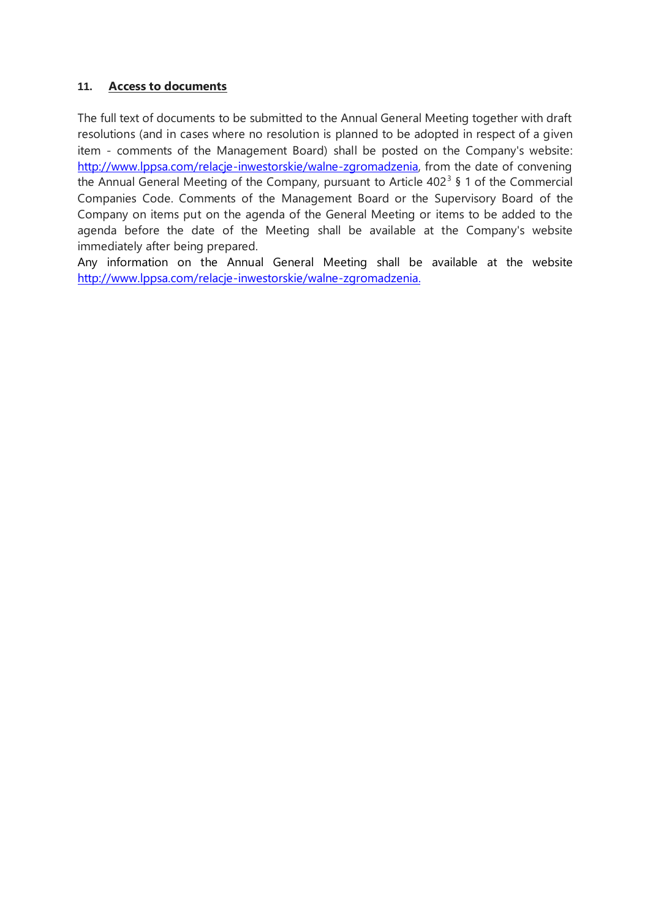## 11. Access to documents

The full text of documents to be submitted to the Annual General Meeting together with draft resolutions (and in cases where no resolution is planned to be adopted in respect of a given item - comments of the Management Board) shall be posted on the Company's website: http://www.lppsa.com/relacje-inwestorskie/walne-zgromadzenia, from the date of convening the Annual General Meeting of the Company, pursuant to Article $402^3$ § 1 of the Commercial Companies Code. Comments of the Management Board or the Supervisory Board of the Company on items put on the agenda of the General Meeting or items to be added to the agenda before the date of the Meeting shall be available at the Company's website immediately after being prepared.

Any information on the Annual General Meeting shall be available at the website http://www.lppsa.com/relacje-inwestorskie/walne-zgromadzenia.